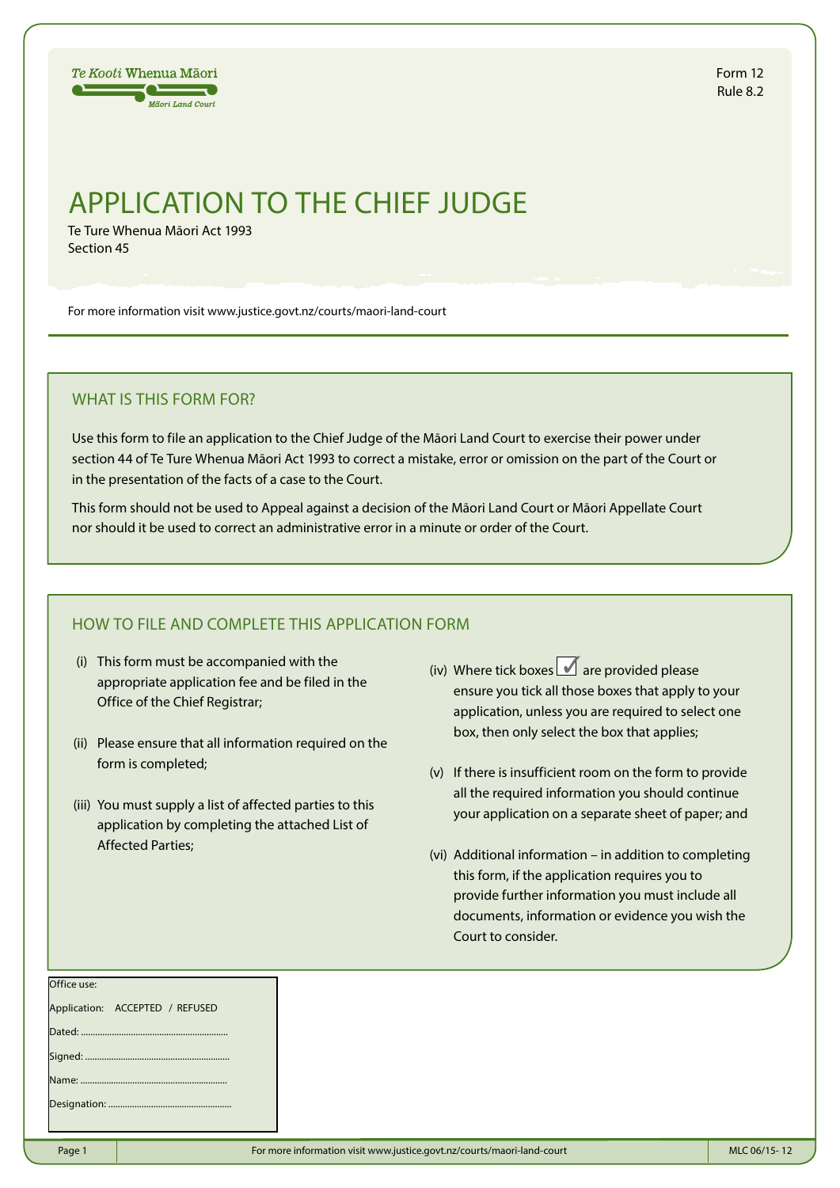Te Kooti Whenua Māori
Māori Land Court

Form 12
Rule 8.2

# APPLICATION TO THE CHIEF JUDGE

Te Ture Whenua Māori Act 1993
Section 45

For more information visit www.justice.govt.nz/courts/maori-land-court

## WHAT IS THIS FORM FOR?

Use this form to file an application to the Chief Judge of the Māori Land Court to exercise their power under section 44 of Te Ture Whenua Māori Act 1993 to correct a mistake, error or omission on the part of the Court or in the presentation of the facts of a case to the Court.

This form should not be used to Appeal against a decision of the Māori Land Court or Māori Appellate Court nor should it be used to correct an administrative error in a minute or order of the Court.

## HOW TO FILE AND COMPLETE THIS APPLICATION FORM

(i) This form must be accompanied with the appropriate application fee and be filed in the Office of the Chief Registrar;

(ii) Please ensure that all information required on the form is completed;

(iii) You must supply a list of affected parties to this application by completing the attached List of Affected Parties;

(iv) Where tick boxes ☑ are provided please ensure you tick all those boxes that apply to your application, unless you are required to select one box, then only select the box that applies;

(v) If there is insufficient room on the form to provide all the required information you should continue your application on a separate sheet of paper; and

(vi) Additional information – in addition to completing this form, if the application requires you to provide further information you must include all documents, information or evidence you wish the Court to consider.

Office use:

Application: ACCEPTED / REFUSED

Dated: ..............................................................

Signed: ............................................................

Name: ..............................................................

Designation: ....................................................

MLC 06/15- 12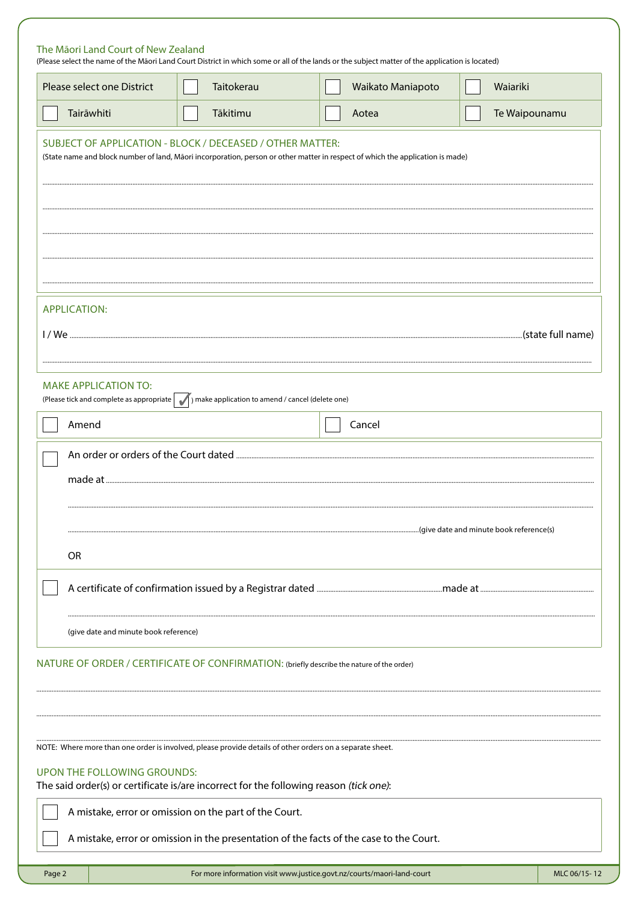The Māori Land Court of New Zealand

(Please select the name of the Māori Land Court District in which some or all of the lands or the subject matter of the application is located)

| Please select one District | ☐ Taitokerau | ☐ Waikato Maniapoto | ☐ Waiariki |
|---|---|---|---|
| ☐ Tairāwhiti | ☐ Tākitimu | ☐ Aotea | ☐ Te Waipounamu |

SUBJECT OF APPLICATION - BLOCK / DECEASED / OTHER MATTER:

(State name and block number of land, Māori incorporation, person or other matter in respect of which the application is made)

..........................................................................................................................................................

..........................................................................................................................................................

..........................................................................................................................................................

..........................................................................................................................................................

..........................................................................................................................................................

APPLICATION:

I / We ..........................................................................................................................................(state full name)

..........................................................................................................................................................

MAKE APPLICATION TO:

(Please tick and complete as appropriate ✓) make application to amend / cancel (delete one)

| ☐ Amend | ☐ Cancel |
|---|---|

☐ An order or orders of the Court dated ..........................................................................................

made at ..........................................................................................................................................

..........................................................................................................................................................

..........................................................................................................(give date and minute book reference(s)

OR

☐ A certificate of confirmation issued by a Registrar dated ..........................................made at ..........................

..........................................................................................................................................................

(give date and minute book reference)

NATURE OF ORDER / CERTIFICATE OF CONFIRMATION: (briefly describe the nature of the order)

..........................................................................................................................................................

..........................................................................................................................................................

..........................................................................................................................................................

NOTE: Where more than one order is involved, please provide details of other orders on a separate sheet.

UPON THE FOLLOWING GROUNDS:

The said order(s) or certificate is/are incorrect for the following reason *(tick one)*:

☐ A mistake, error or omission on the part of the Court.

☐ A mistake, error or omission in the presentation of the facts of the case to the Court.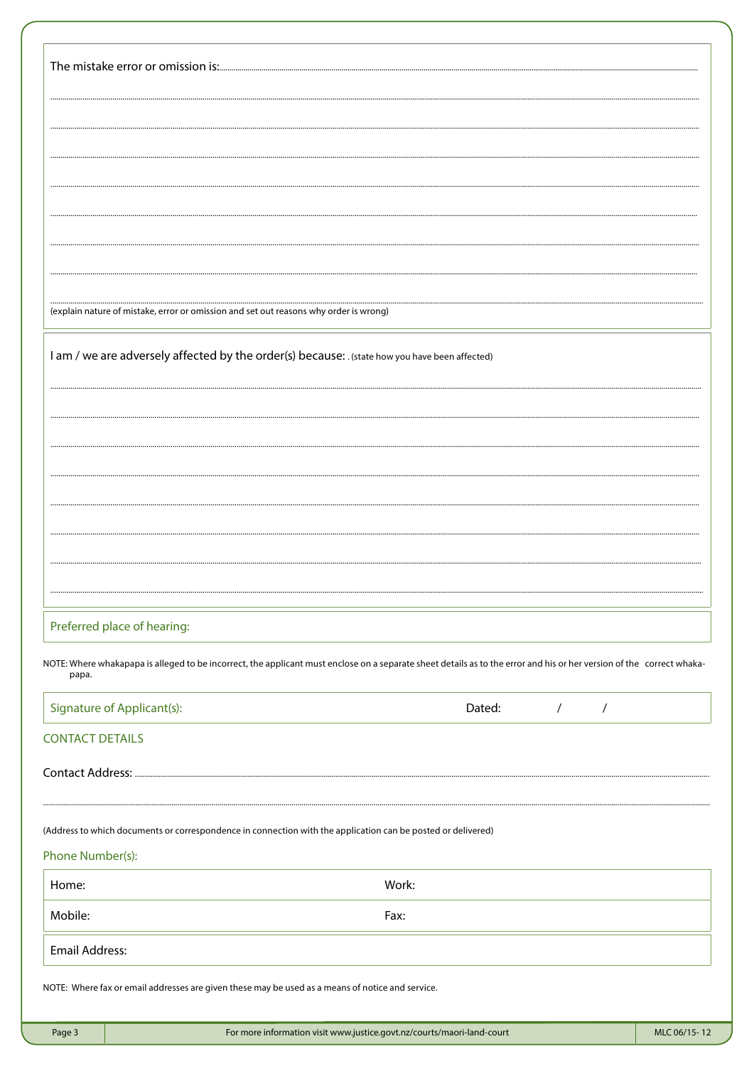The mistake error or omission is:..........................................................................................................................................

..........................................................................................................................................................................

..........................................................................................................................................................................

..........................................................................................................................................................................

..........................................................................................................................................................................

..........................................................................................................................................................................

..........................................................................................................................................................................

..........................................................................................................................................................................

..........................................................................................................................................................................

(explain nature of mistake, error or omission and set out reasons why order is wrong)

I am / we are adversely affected by the order(s) because: . (state how you have been affected)

..........................................................................................................................................................................

..........................................................................................................................................................................

..........................................................................................................................................................................

..........................................................................................................................................................................

..........................................................................................................................................................................

..........................................................................................................................................................................

..........................................................................................................................................................................

..........................................................................................................................................................................

Preferred place of hearing:

NOTE: Where whakapapa is alleged to be incorrect, the applicant must enclose on a separate sheet details as to the error and his or her version of the correct whakapapa.

| Signature of Applicant(s): | Dated: / / |
|---|---|

## CONTACT DETAILS

Contact Address: ..........................................................................................................................................................

..........................................................................................................................................................................

(Address to which documents or correspondence in connection with the application can be posted or delivered)

Phone Number(s):

| Home: | Work: |
|---|---|
| Mobile: | Fax: |

| Email Address: |
|---|

NOTE: Where fax or email addresses are given these may be used as a means of notice and service.

For more information visit www.justice.govt.nz/courts/maori-land-court

MLC 06/15- 12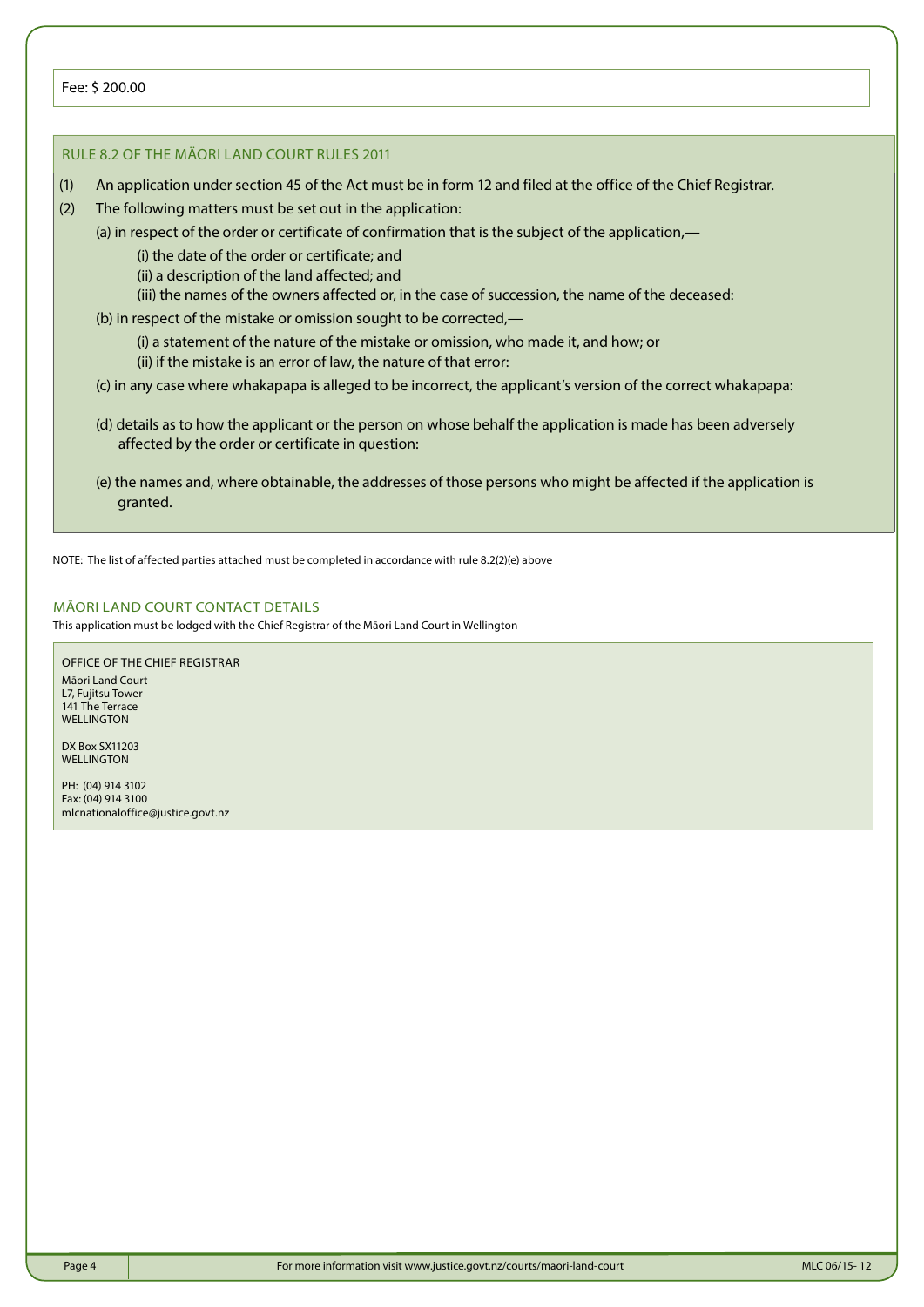Fee: $ 200.00

## RULE 8.2 OF THE MĀORI LAND COURT RULES 2011

(1) An application under section 45 of the Act must be in form 12 and filed at the office of the Chief Registrar.

(2) The following matters must be set out in the application:

(a) in respect of the order or certificate of confirmation that is the subject of the application,—

(i) the date of the order or certificate; and

(ii) a description of the land affected; and

(iii) the names of the owners affected or, in the case of succession, the name of the deceased:

(b) in respect of the mistake or omission sought to be corrected,—

(i) a statement of the nature of the mistake or omission, who made it, and how; or

(ii) if the mistake is an error of law, the nature of that error:

(c) in any case where whakapapa is alleged to be incorrect, the applicant's version of the correct whakapapa:

(d) details as to how the applicant or the person on whose behalf the application is made has been adversely affected by the order or certificate in question:

(e) the names and, where obtainable, the addresses of those persons who might be affected if the application is granted.

NOTE: The list of affected parties attached must be completed in accordance with rule 8.2(2)(e) above

## MĀORI LAND COURT CONTACT DETAILS

This application must be lodged with the Chief Registrar of the Māori Land Court in Wellington

OFFICE OF THE CHIEF REGISTRAR

Māori Land Court
L7, Fujitsu Tower
141 The Terrace
WELLINGTON

DX Box SX11203
WELLINGTON

PH: (04) 914 3102
Fax: (04) 914 3100
mlcnationaloffice@justice.govt.nz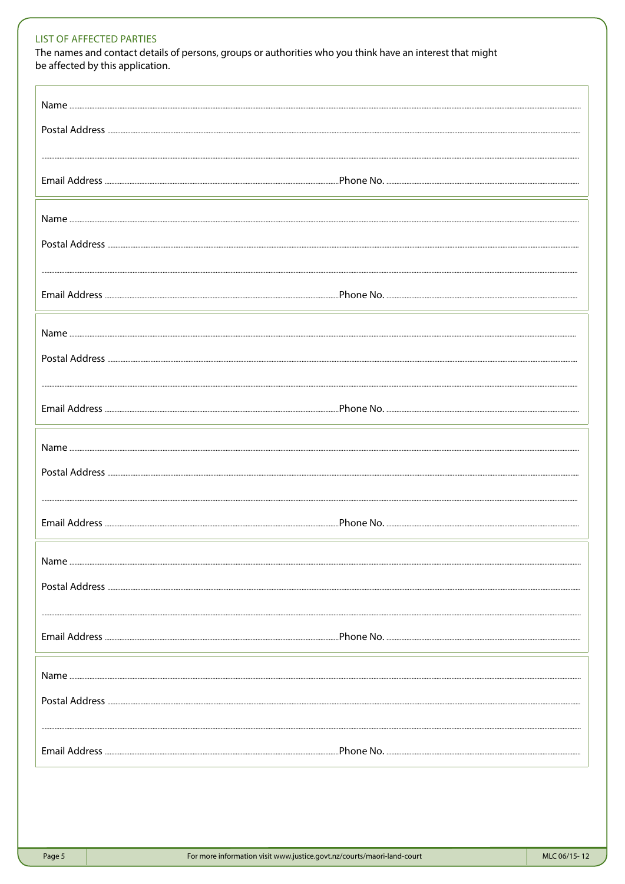## LIST OF AFFECTED PARTIES

The names and contact details of persons, groups or authorities who you think have an interest that might be affected by this application.

Name ..............................................................................................................................................

Postal Address ...............................................................................................................................

.......................................................................................................................................................

Email Address ......................................................................Phone No. ........................................

Name ..............................................................................................................................................

Postal Address ...............................................................................................................................

.......................................................................................................................................................

Email Address ......................................................................Phone No. ........................................

Name ..............................................................................................................................................

Postal Address ...............................................................................................................................

.......................................................................................................................................................

Email Address ......................................................................Phone No. ........................................

Name ..............................................................................................................................................

Postal Address ...............................................................................................................................

.......................................................................................................................................................

Email Address ......................................................................Phone No. ........................................

Name ..............................................................................................................................................

Postal Address ...............................................................................................................................

.......................................................................................................................................................

Email Address ......................................................................Phone No. ........................................

Name ..............................................................................................................................................

Postal Address ...............................................................................................................................

.......................................................................................................................................................

Email Address ......................................................................Phone No. ........................................

For more information visit www.justice.govt.nz/courts/maori-land-court

MLC 06/15- 12